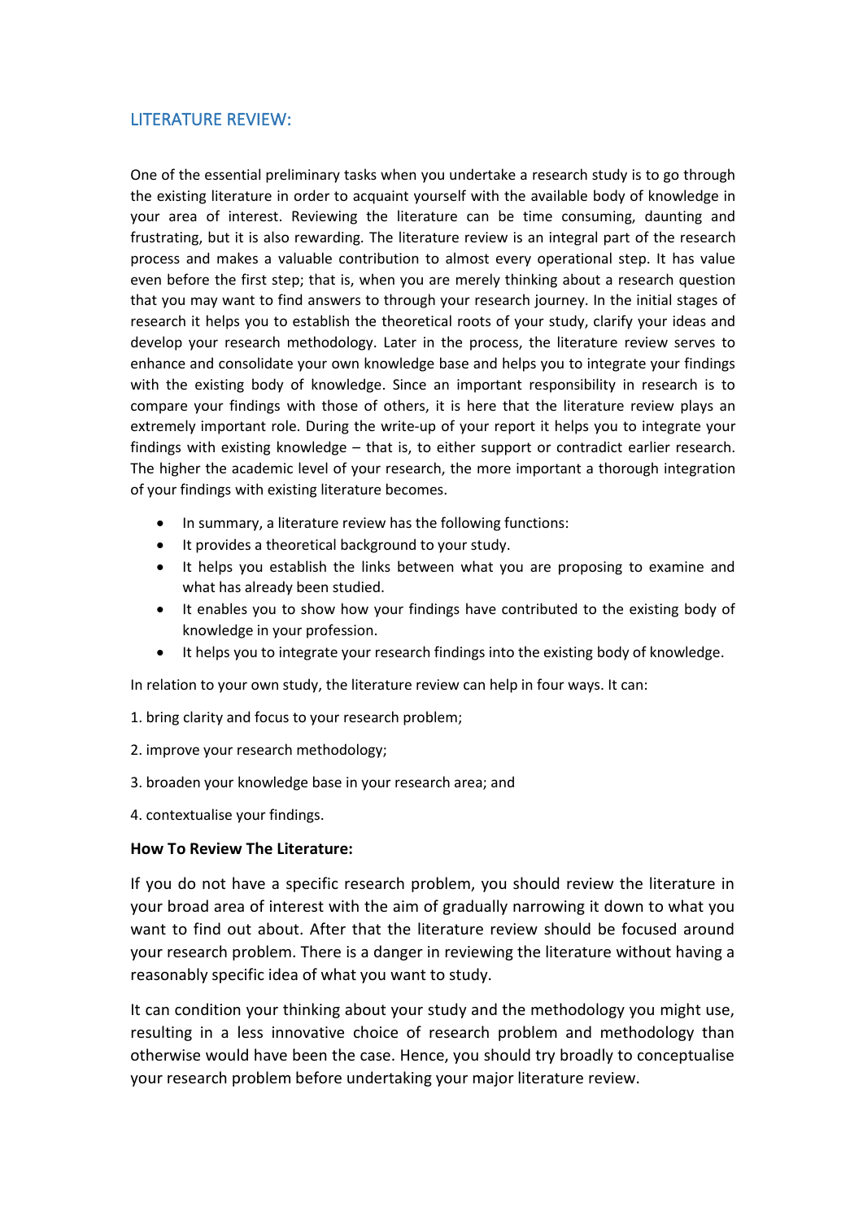## LITERATURE REVIEW:

One of the essential preliminary tasks when you undertake a research study is to go through the existing literature in order to acquaint yourself with the available body of knowledge in your area of interest. Reviewing the literature can be time consuming, daunting and frustrating, but it is also rewarding. The literature review is an integral part of the research process and makes a valuable contribution to almost every operational step. It has value even before the first step; that is, when you are merely thinking about a research question that you may want to find answers to through your research journey. In the initial stages of research it helps you to establish the theoretical roots of your study, clarify your ideas and develop your research methodology. Later in the process, the literature review serves to enhance and consolidate your own knowledge base and helps you to integrate your findings with the existing body of knowledge. Since an important responsibility in research is to compare your findings with those of others, it is here that the literature review plays an extremely important role. During the write-up of your report it helps you to integrate your findings with existing knowledge – that is, to either support or contradict earlier research. The higher the academic level of your research, the more important a thorough integration of your findings with existing literature becomes.

- In summary, a literature review has the following functions:
- It provides a theoretical background to your study.
- It helps you establish the links between what you are proposing to examine and what has already been studied.
- It enables you to show how your findings have contributed to the existing body of knowledge in your profession.
- It helps you to integrate your research findings into the existing body of knowledge.

In relation to your own study, the literature review can help in four ways. It can:

1. bring clarity and focus to your research problem;

2. improve your research methodology;

3. broaden your knowledge base in your research area; and

4. contextualise your findings.

**How To Review The Literature:**

If you do not have a specific research problem, you should review the literature in your broad area of interest with the aim of gradually narrowing it down to what you want to find out about. After that the literature review should be focused around your research problem. There is a danger in reviewing the literature without having a reasonably specific idea of what you want to study.

It can condition your thinking about your study and the methodology you might use, resulting in a less innovative choice of research problem and methodology than otherwise would have been the case. Hence, you should try broadly to conceptualise your research problem before undertaking your major literature review.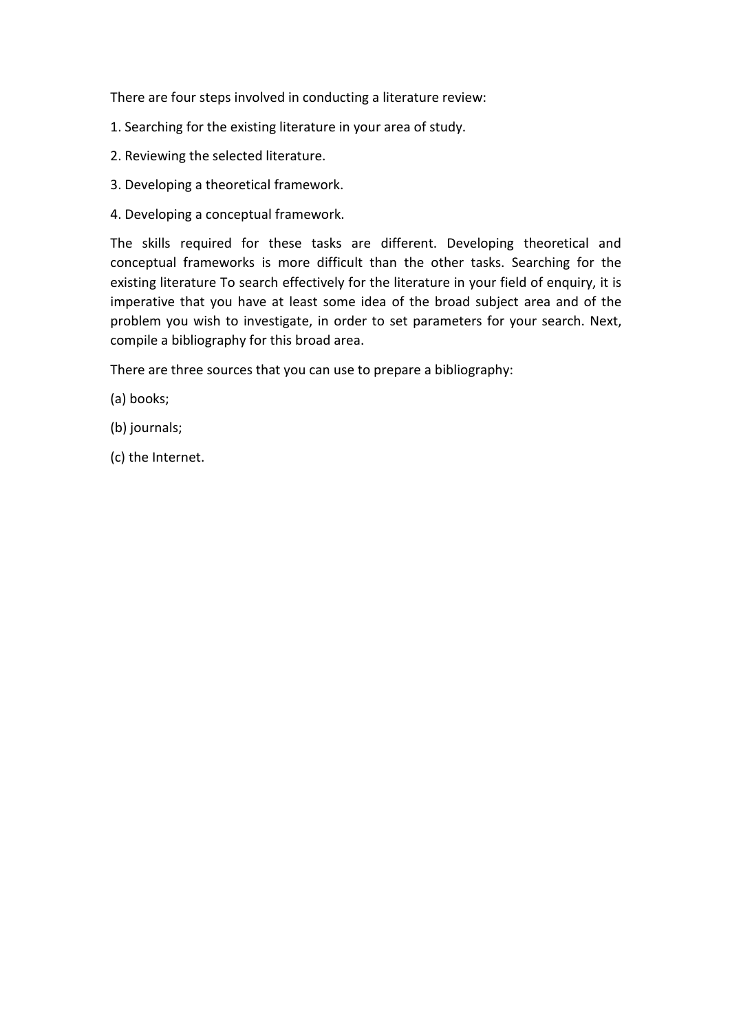There are four steps involved in conducting a literature review:

1. Searching for the existing literature in your area of study.
2. Reviewing the selected literature.
3. Developing a theoretical framework.
4. Developing a conceptual framework.

The skills required for these tasks are different. Developing theoretical and conceptual frameworks is more difficult than the other tasks. Searching for the existing literature To search effectively for the literature in your field of enquiry, it is imperative that you have at least some idea of the broad subject area and of the problem you wish to investigate, in order to set parameters for your search. Next, compile a bibliography for this broad area.

There are three sources that you can use to prepare a bibliography:

(a) books;

(b) journals;

(c) the Internet.